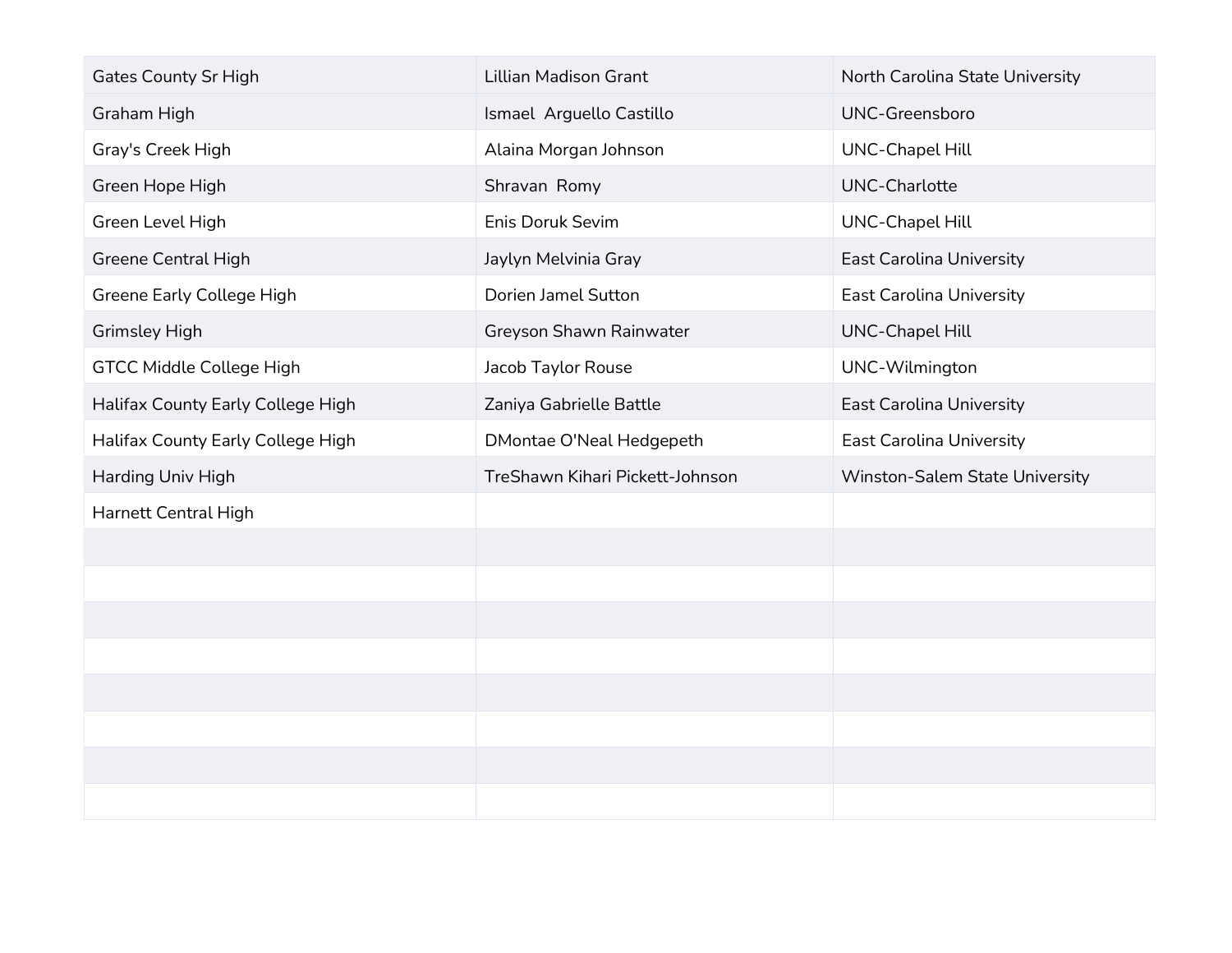| | | |
|---|---|---|
| Gates County Sr High | Lillian Madison Grant | North Carolina State University |
| Graham High | Ismael  Arguello Castillo | UNC-Greensboro |
| Gray's Creek High | Alaina Morgan Johnson | UNC-Chapel Hill |
| Green Hope High | Shravan  Romy | UNC-Charlotte |
| Green Level High | Enis Doruk Sevim | UNC-Chapel Hill |
| Greene Central High | Jaylyn Melvinia Gray | East Carolina University |
| Greene Early College High | Dorien Jamel Sutton | East Carolina University |
| Grimsley High | Greyson Shawn Rainwater | UNC-Chapel Hill |
| GTCC Middle College High | Jacob Taylor Rouse | UNC-Wilmington |
| Halifax County Early College High | Zaniya Gabrielle Battle | East Carolina University |
| Halifax County Early College High | DMontae O'Neal Hedgepeth | East Carolina University |
| Harding Univ High | TreShawn Kihari Pickett-Johnson | Winston-Salem State University |
| Harnett Central High | | |
| | | |
| | | |
| | | |
| | | |
| | | |
| | | |
| | | |
| | | |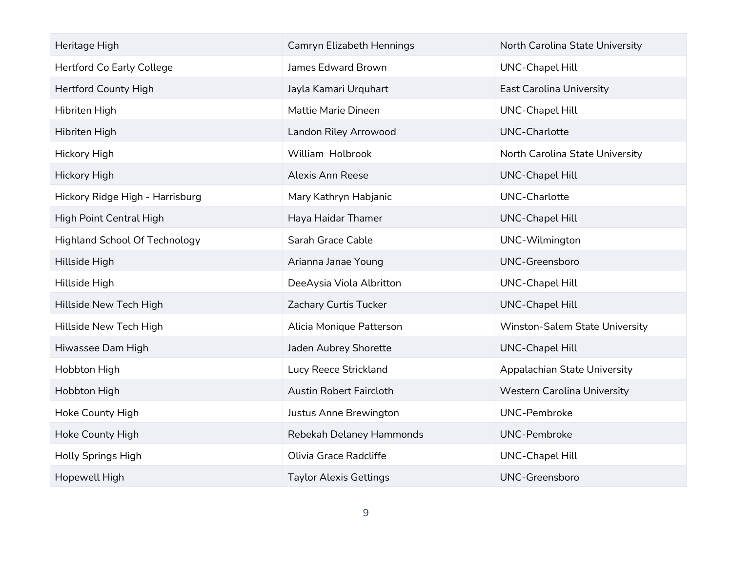| | | |
|---|---|---|
| Heritage High | Camryn Elizabeth Hennings | North Carolina State University |
| Hertford Co Early College | James Edward Brown | UNC-Chapel Hill |
| Hertford County High | Jayla Kamari Urquhart | East Carolina University |
| Hibriten High | Mattie Marie Dineen | UNC-Chapel Hill |
| Hibriten High | Landon Riley Arrowood | UNC-Charlotte |
| Hickory High | William  Holbrook | North Carolina State University |
| Hickory High | Alexis Ann Reese | UNC-Chapel Hill |
| Hickory Ridge High - Harrisburg | Mary Kathryn Habjanic | UNC-Charlotte |
| High Point Central High | Haya Haidar Thamer | UNC-Chapel Hill |
| Highland School Of Technology | Sarah Grace Cable | UNC-Wilmington |
| Hillside High | Arianna Janae Young | UNC-Greensboro |
| Hillside High | DeeAysia Viola Albritton | UNC-Chapel Hill |
| Hillside New Tech High | Zachary Curtis Tucker | UNC-Chapel Hill |
| Hillside New Tech High | Alicia Monique Patterson | Winston-Salem State University |
| Hiwassee Dam High | Jaden Aubrey Shorette | UNC-Chapel Hill |
| Hobbton High | Lucy Reece Strickland | Appalachian State University |
| Hobbton High | Austin Robert Faircloth | Western Carolina University |
| Hoke County High | Justus Anne Brewington | UNC-Pembroke |
| Hoke County High | Rebekah Delaney Hammonds | UNC-Pembroke |
| Holly Springs High | Olivia Grace Radcliffe | UNC-Chapel Hill |
| Hopewell High | Taylor Alexis Gettings | UNC-Greensboro |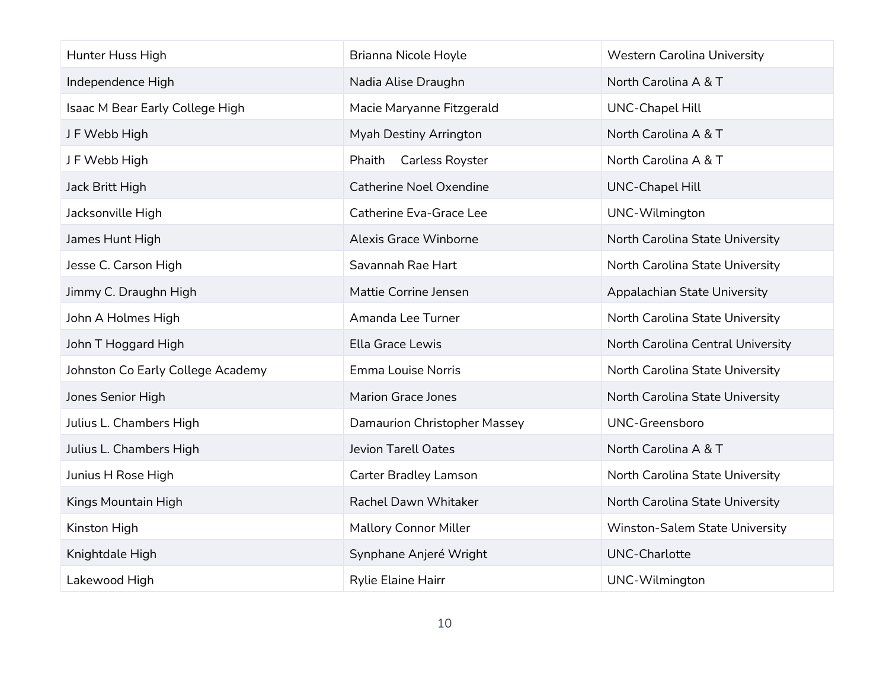| Hunter Huss High | Brianna Nicole Hoyle | Western Carolina University |
|---|---|---|
| Independence High | Nadia Alise Draughn | North Carolina A & T |
| Isaac M Bear Early College High | Macie Maryanne Fitzgerald | UNC-Chapel Hill |
| J F Webb High | Myah Destiny Arrington | North Carolina A & T |
| J F Webb High | Phaith Carless Royster | North Carolina A & T |
| Jack Britt High | Catherine Noel Oxendine | UNC-Chapel Hill |
| Jacksonville High | Catherine Eva-Grace Lee | UNC-Wilmington |
| James Hunt High | Alexis Grace Winborne | North Carolina State University |
| Jesse C. Carson High | Savannah Rae Hart | North Carolina State University |
| Jimmy C. Draughn High | Mattie Corrine Jensen | Appalachian State University |
| John A Holmes High | Amanda Lee Turner | North Carolina State University |
| John T Hoggard High | Ella Grace Lewis | North Carolina Central University |
| Johnston Co Early College Academy | Emma Louise Norris | North Carolina State University |
| Jones Senior High | Marion Grace Jones | North Carolina State University |
| Julius L. Chambers High | Damaurion Christopher Massey | UNC-Greensboro |
| Julius L. Chambers High | Jevion Tarell Oates | North Carolina A & T |
| Junius H Rose High | Carter Bradley Lamson | North Carolina State University |
| Kings Mountain High | Rachel Dawn Whitaker | North Carolina State University |
| Kinston High | Mallory Connor Miller | Winston-Salem State University |
| Knightdale High | Synphane Anjeré Wright | UNC-Charlotte |
| Lakewood High | Rylie Elaine Hairr | UNC-Wilmington |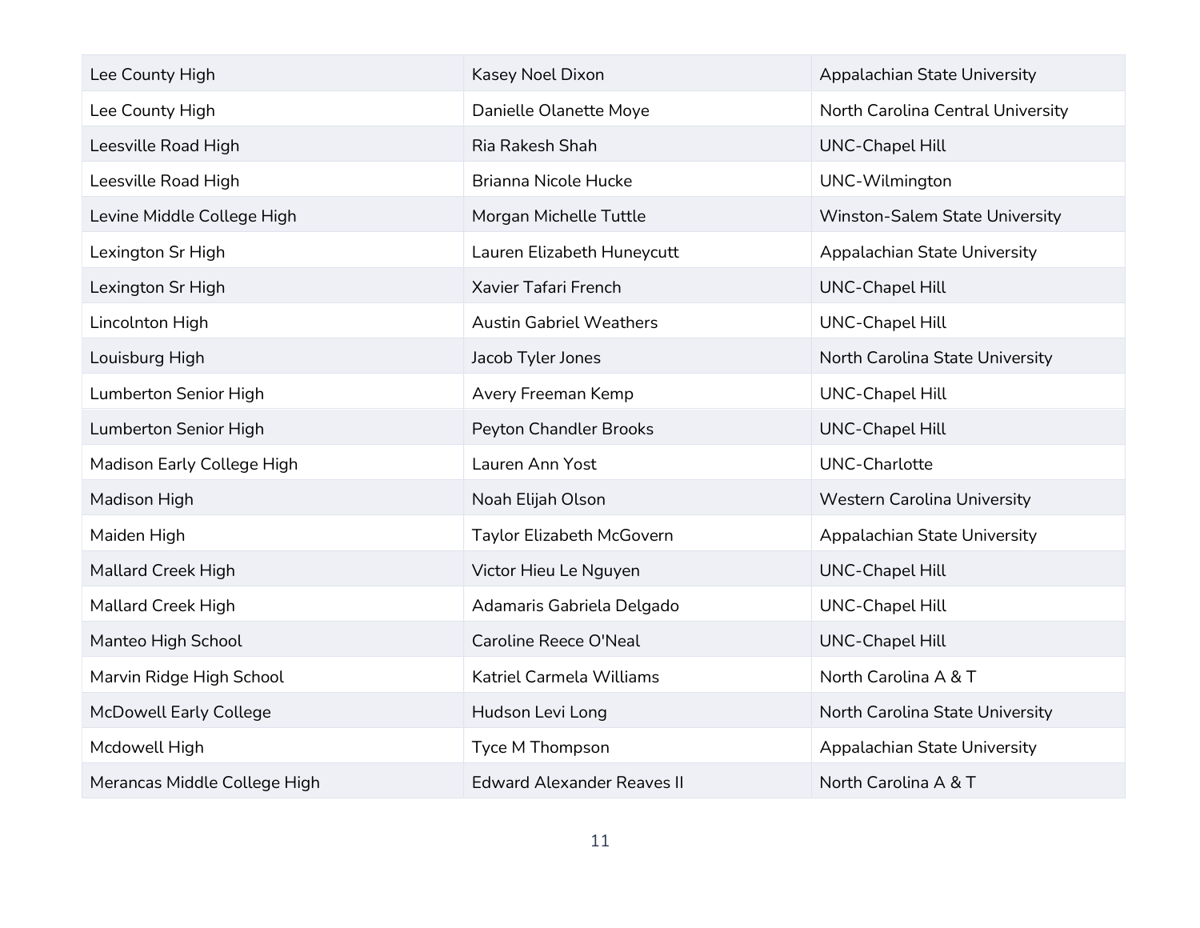| | | |
|---|---|---|
| Lee County High | Kasey Noel Dixon | Appalachian State University |
| Lee County High | Danielle Olanette Moye | North Carolina Central University |
| Leesville Road High | Ria Rakesh Shah | UNC-Chapel Hill |
| Leesville Road High | Brianna Nicole Hucke | UNC-Wilmington |
| Levine Middle College High | Morgan Michelle Tuttle | Winston-Salem State University |
| Lexington Sr High | Lauren Elizabeth Huneycutt | Appalachian State University |
| Lexington Sr High | Xavier Tafari French | UNC-Chapel Hill |
| Lincolnton High | Austin Gabriel Weathers | UNC-Chapel Hill |
| Louisburg High | Jacob Tyler Jones | North Carolina State University |
| Lumberton Senior High | Avery Freeman Kemp | UNC-Chapel Hill |
| Lumberton Senior High | Peyton Chandler Brooks | UNC-Chapel Hill |
| Madison Early College High | Lauren Ann Yost | UNC-Charlotte |
| Madison High | Noah Elijah Olson | Western Carolina University |
| Maiden High | Taylor Elizabeth McGovern | Appalachian State University |
| Mallard Creek High | Victor Hieu Le Nguyen | UNC-Chapel Hill |
| Mallard Creek High | Adamaris Gabriela Delgado | UNC-Chapel Hill |
| Manteo High School | Caroline Reece O'Neal | UNC-Chapel Hill |
| Marvin Ridge High School | Katriel Carmela Williams | North Carolina A & T |
| McDowell Early College | Hudson Levi Long | North Carolina State University |
| Mcdowell High | Tyce M Thompson | Appalachian State University |
| Merancas Middle College High | Edward Alexander Reaves II | North Carolina A & T |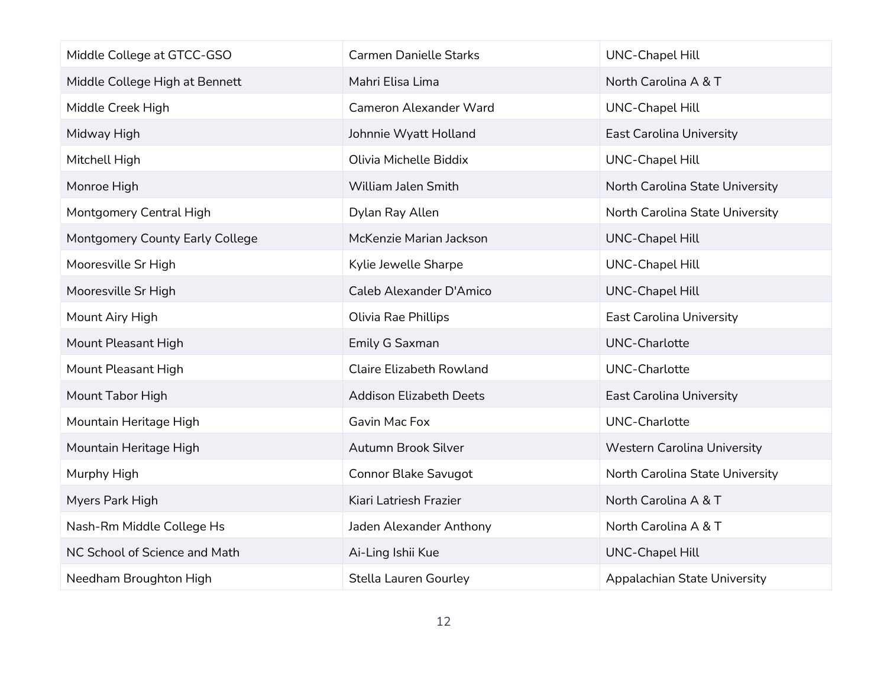| Middle College at GTCC-GSO | Carmen Danielle Starks | UNC-Chapel Hill |
|---|---|---|
| Middle College High at Bennett | Mahri Elisa Lima | North Carolina A & T |
| Middle Creek High | Cameron Alexander Ward | UNC-Chapel Hill |
| Midway High | Johnnie Wyatt Holland | East Carolina University |
| Mitchell High | Olivia Michelle Biddix | UNC-Chapel Hill |
| Monroe High | William Jalen Smith | North Carolina State University |
| Montgomery Central High | Dylan Ray Allen | North Carolina State University |
| Montgomery County Early College | McKenzie Marian Jackson | UNC-Chapel Hill |
| Mooresville Sr High | Kylie Jewelle Sharpe | UNC-Chapel Hill |
| Mooresville Sr High | Caleb Alexander D'Amico | UNC-Chapel Hill |
| Mount Airy High | Olivia Rae Phillips | East Carolina University |
| Mount Pleasant High | Emily G Saxman | UNC-Charlotte |
| Mount Pleasant High | Claire Elizabeth Rowland | UNC-Charlotte |
| Mount Tabor High | Addison Elizabeth Deets | East Carolina University |
| Mountain Heritage High | Gavin Mac Fox | UNC-Charlotte |
| Mountain Heritage High | Autumn Brook Silver | Western Carolina University |
| Murphy High | Connor Blake Savugot | North Carolina State University |
| Myers Park High | Kiari Latriesh Frazier | North Carolina A & T |
| Nash-Rm Middle College Hs | Jaden Alexander Anthony | North Carolina A & T |
| NC School of Science and Math | Ai-Ling Ishii Kue | UNC-Chapel Hill |
| Needham Broughton High | Stella Lauren Gourley | Appalachian State University |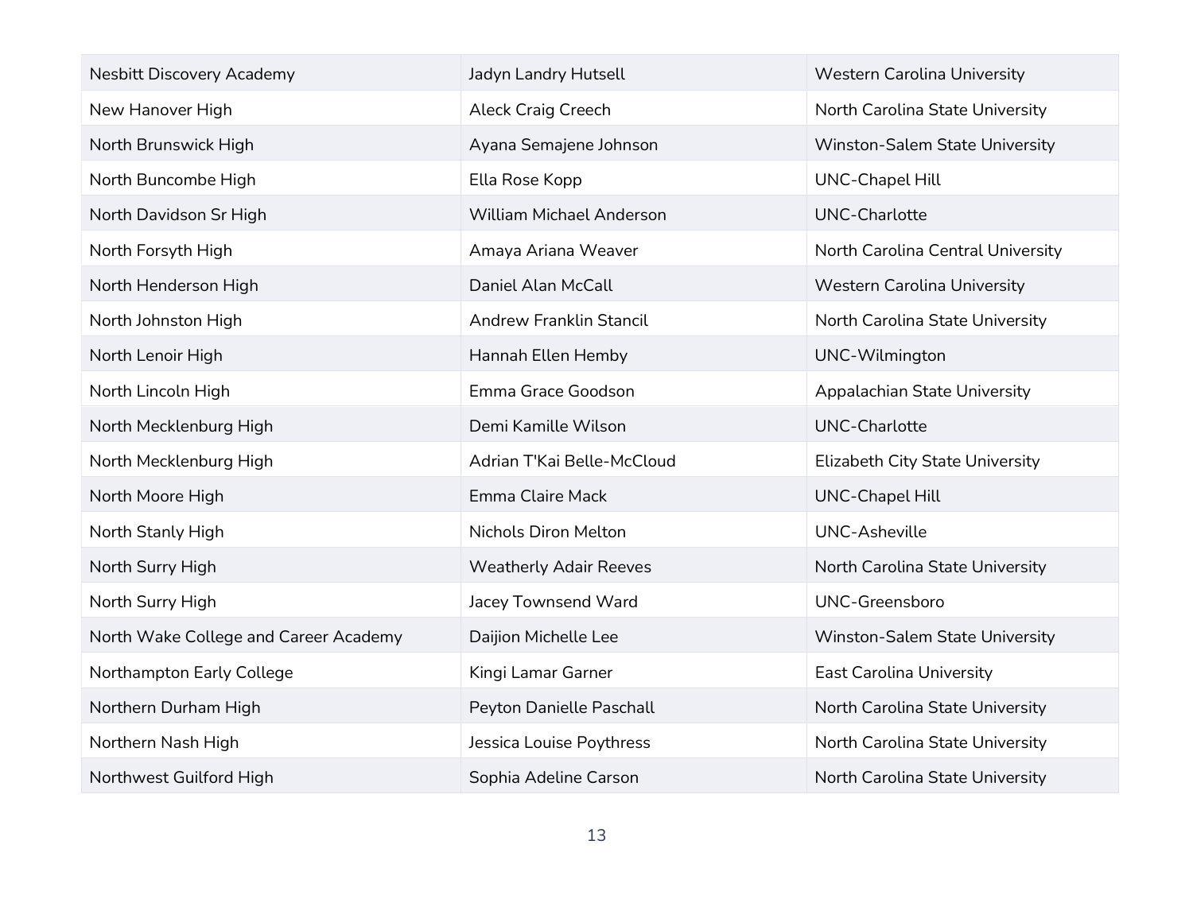| | | |
|---|---|---|
| Nesbitt Discovery Academy | Jadyn Landry Hutsell | Western Carolina University |
| New Hanover High | Aleck Craig Creech | North Carolina State University |
| North Brunswick High | Ayana Semajene Johnson | Winston-Salem State University |
| North Buncombe High | Ella Rose Kopp | UNC-Chapel Hill |
| North Davidson Sr High | William Michael Anderson | UNC-Charlotte |
| North Forsyth High | Amaya Ariana Weaver | North Carolina Central University |
| North Henderson High | Daniel Alan McCall | Western Carolina University |
| North Johnston High | Andrew Franklin Stancil | North Carolina State University |
| North Lenoir High | Hannah Ellen Hemby | UNC-Wilmington |
| North Lincoln High | Emma Grace Goodson | Appalachian State University |
| North Mecklenburg High | Demi Kamille Wilson | UNC-Charlotte |
| North Mecklenburg High | Adrian T'Kai Belle-McCloud | Elizabeth City State University |
| North Moore High | Emma Claire Mack | UNC-Chapel Hill |
| North Stanly High | Nichols Diron Melton | UNC-Asheville |
| North Surry High | Weatherly Adair Reeves | North Carolina State University |
| North Surry High | Jacey Townsend Ward | UNC-Greensboro |
| North Wake College and Career Academy | Daijion Michelle Lee | Winston-Salem State University |
| Northampton Early College | Kingi Lamar Garner | East Carolina University |
| Northern Durham High | Peyton Danielle Paschall | North Carolina State University |
| Northern Nash High | Jessica Louise Poythress | North Carolina State University |
| Northwest Guilford High | Sophia Adeline Carson | North Carolina State University |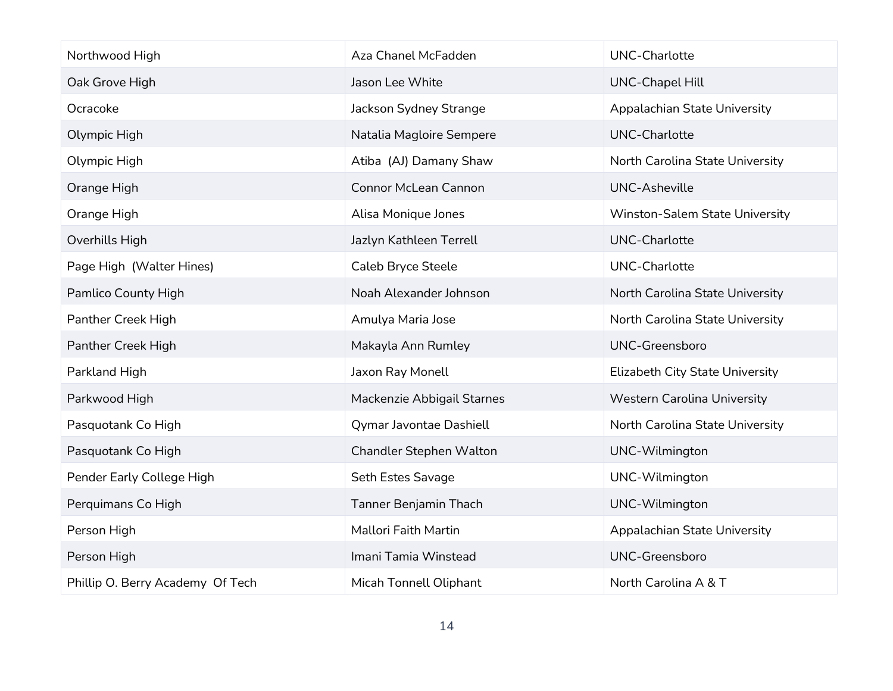| | | |
|---|---|---|
| Northwood High | Aza Chanel McFadden | UNC-Charlotte |
| Oak Grove High | Jason Lee White | UNC-Chapel Hill |
| Ocracoke | Jackson Sydney Strange | Appalachian State University |
| Olympic High | Natalia Magloire Sempere | UNC-Charlotte |
| Olympic High | Atiba  (AJ) Damany Shaw | North Carolina State University |
| Orange High | Connor McLean Cannon | UNC-Asheville |
| Orange High | Alisa Monique Jones | Winston-Salem State University |
| Overhills High | Jazlyn Kathleen Terrell | UNC-Charlotte |
| Page High  (Walter Hines) | Caleb Bryce Steele | UNC-Charlotte |
| Pamlico County High | Noah Alexander Johnson | North Carolina State University |
| Panther Creek High | Amulya Maria Jose | North Carolina State University |
| Panther Creek High | Makayla Ann Rumley | UNC-Greensboro |
| Parkland High | Jaxon Ray Monell | Elizabeth City State University |
| Parkwood High | Mackenzie Abbigail Starnes | Western Carolina University |
| Pasquotank Co High | Qymar Javontae Dashiell | North Carolina State University |
| Pasquotank Co High | Chandler Stephen Walton | UNC-Wilmington |
| Pender Early College High | Seth Estes Savage | UNC-Wilmington |
| Perquimans Co High | Tanner Benjamin Thach | UNC-Wilmington |
| Person High | Mallori Faith Martin | Appalachian State University |
| Person High | Imani Tamia Winstead | UNC-Greensboro |
| Phillip O. Berry Academy  Of Tech | Micah Tonnell Oliphant | North Carolina A & T |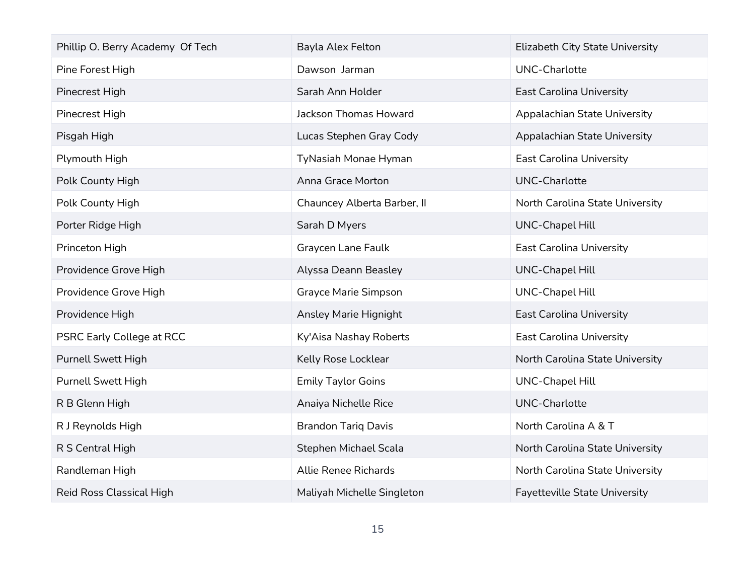| | | |
|---|---|---|
| Phillip O. Berry Academy Of Tech | Bayla Alex Felton | Elizabeth City State University |
| Pine Forest High | Dawson Jarman | UNC-Charlotte |
| Pinecrest High | Sarah Ann Holder | East Carolina University |
| Pinecrest High | Jackson Thomas Howard | Appalachian State University |
| Pisgah High | Lucas Stephen Gray Cody | Appalachian State University |
| Plymouth High | TyNasiah Monae Hyman | East Carolina University |
| Polk County High | Anna Grace Morton | UNC-Charlotte |
| Polk County High | Chauncey Alberta Barber, II | North Carolina State University |
| Porter Ridge High | Sarah D Myers | UNC-Chapel Hill |
| Princeton High | Graycen Lane Faulk | East Carolina University |
| Providence Grove High | Alyssa Deann Beasley | UNC-Chapel Hill |
| Providence Grove High | Grayce Marie Simpson | UNC-Chapel Hill |
| Providence High | Ansley Marie Hignight | East Carolina University |
| PSRC Early College at RCC | Ky'Aisa Nashay Roberts | East Carolina University |
| Purnell Swett High | Kelly Rose Locklear | North Carolina State University |
| Purnell Swett High | Emily Taylor Goins | UNC-Chapel Hill |
| R B Glenn High | Anaiya Nichelle Rice | UNC-Charlotte |
| R J Reynolds High | Brandon Tariq Davis | North Carolina A & T |
| R S Central High | Stephen Michael Scala | North Carolina State University |
| Randleman High | Allie Renee Richards | North Carolina State University |
| Reid Ross Classical High | Maliyah Michelle Singleton | Fayetteville State University |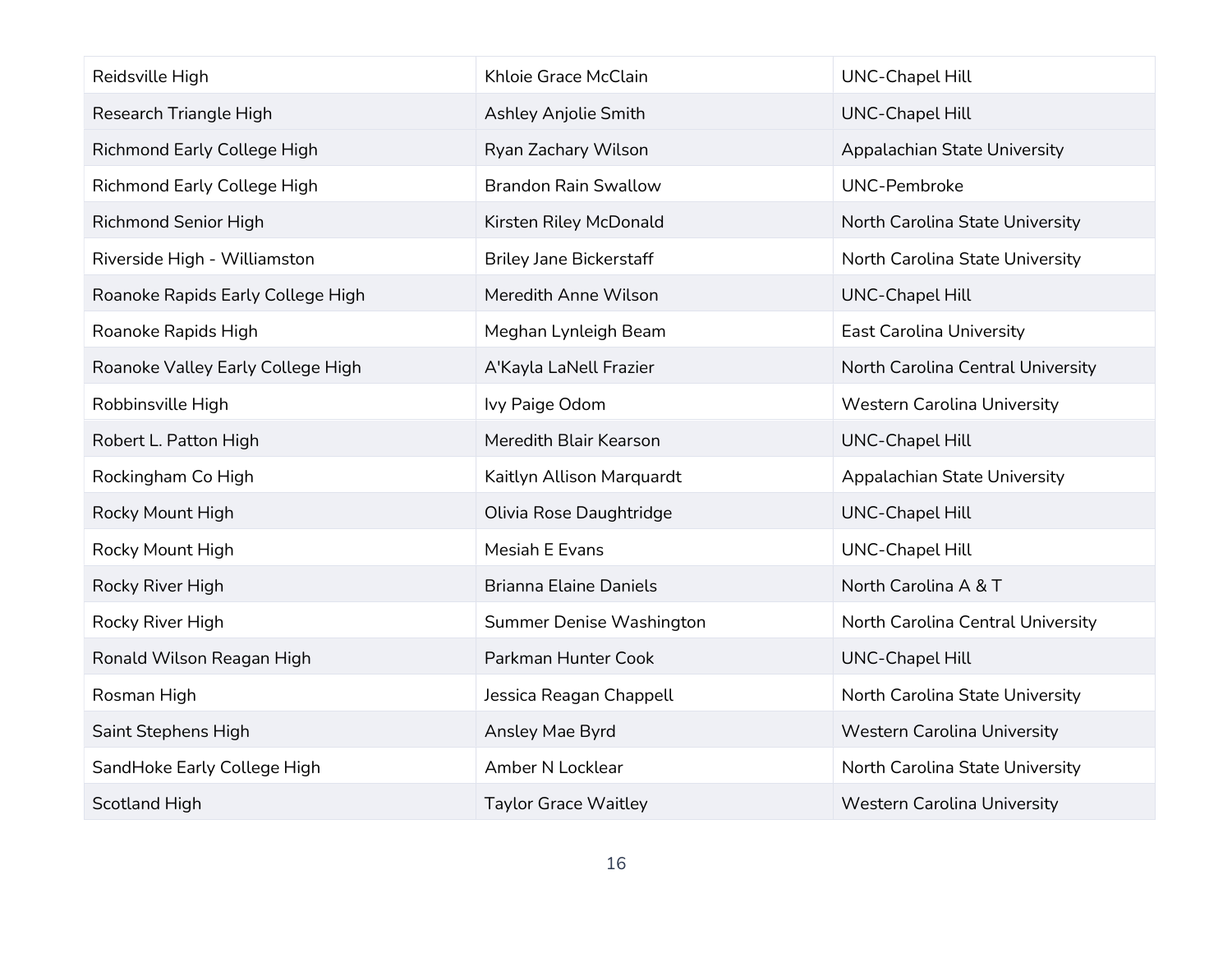| | | |
|---|---|---|
| Reidsville High | Khloie Grace McClain | UNC-Chapel Hill |
| Research Triangle High | Ashley Anjolie Smith | UNC-Chapel Hill |
| Richmond Early College High | Ryan Zachary Wilson | Appalachian State University |
| Richmond Early College High | Brandon Rain Swallow | UNC-Pembroke |
| Richmond Senior High | Kirsten Riley McDonald | North Carolina State University |
| Riverside High - Williamston | Briley Jane Bickerstaff | North Carolina State University |
| Roanoke Rapids Early College High | Meredith Anne Wilson | UNC-Chapel Hill |
| Roanoke Rapids High | Meghan Lynleigh Beam | East Carolina University |
| Roanoke Valley Early College High | A'Kayla LaNell Frazier | North Carolina Central University |
| Robbinsville High | Ivy Paige Odom | Western Carolina University |
| Robert L. Patton High | Meredith Blair Kearson | UNC-Chapel Hill |
| Rockingham Co High | Kaitlyn Allison Marquardt | Appalachian State University |
| Rocky Mount High | Olivia Rose Daughtridge | UNC-Chapel Hill |
| Rocky Mount High | Mesiah E Evans | UNC-Chapel Hill |
| Rocky River High | Brianna Elaine Daniels | North Carolina A & T |
| Rocky River High | Summer Denise Washington | North Carolina Central University |
| Ronald Wilson Reagan High | Parkman Hunter Cook | UNC-Chapel Hill |
| Rosman High | Jessica Reagan Chappell | North Carolina State University |
| Saint Stephens High | Ansley Mae Byrd | Western Carolina University |
| SandHoke Early College High | Amber N Locklear | North Carolina State University |
| Scotland High | Taylor Grace Waitley | Western Carolina University |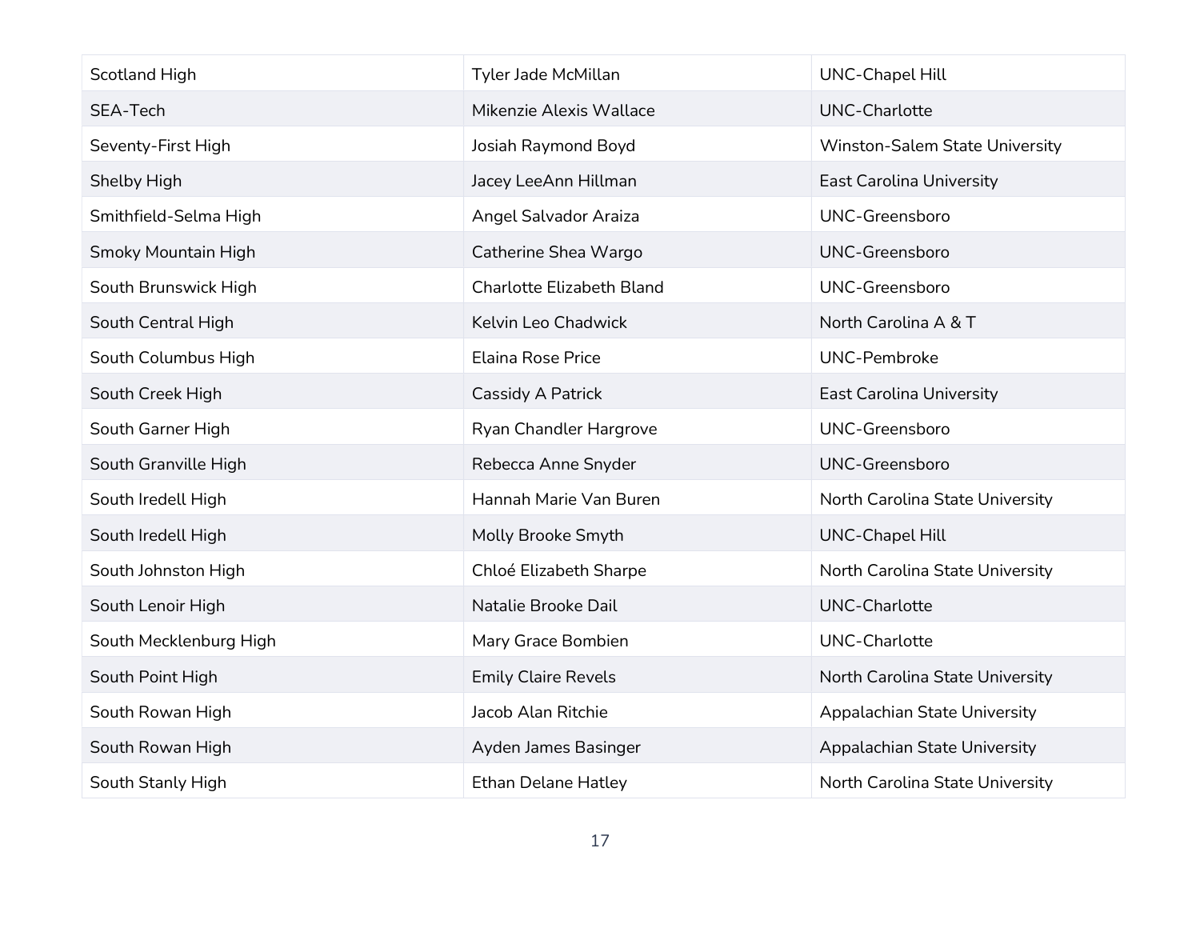| | | |
|---|---|---|
| Scotland High | Tyler Jade McMillan | UNC-Chapel Hill |
| SEA-Tech | Mikenzie Alexis Wallace | UNC-Charlotte |
| Seventy-First High | Josiah Raymond Boyd | Winston-Salem State University |
| Shelby High | Jacey LeeAnn Hillman | East Carolina University |
| Smithfield-Selma High | Angel Salvador Araiza | UNC-Greensboro |
| Smoky Mountain High | Catherine Shea Wargo | UNC-Greensboro |
| South Brunswick High | Charlotte Elizabeth Bland | UNC-Greensboro |
| South Central High | Kelvin Leo Chadwick | North Carolina A & T |
| South Columbus High | Elaina Rose Price | UNC-Pembroke |
| South Creek High | Cassidy A Patrick | East Carolina University |
| South Garner High | Ryan Chandler Hargrove | UNC-Greensboro |
| South Granville High | Rebecca Anne Snyder | UNC-Greensboro |
| South Iredell High | Hannah Marie Van Buren | North Carolina State University |
| South Iredell High | Molly Brooke Smyth | UNC-Chapel Hill |
| South Johnston High | Chloé Elizabeth Sharpe | North Carolina State University |
| South Lenoir High | Natalie Brooke Dail | UNC-Charlotte |
| South Mecklenburg High | Mary Grace Bombien | UNC-Charlotte |
| South Point High | Emily Claire Revels | North Carolina State University |
| South Rowan High | Jacob Alan Ritchie | Appalachian State University |
| South Rowan High | Ayden James Basinger | Appalachian State University |
| South Stanly High | Ethan Delane Hatley | North Carolina State University |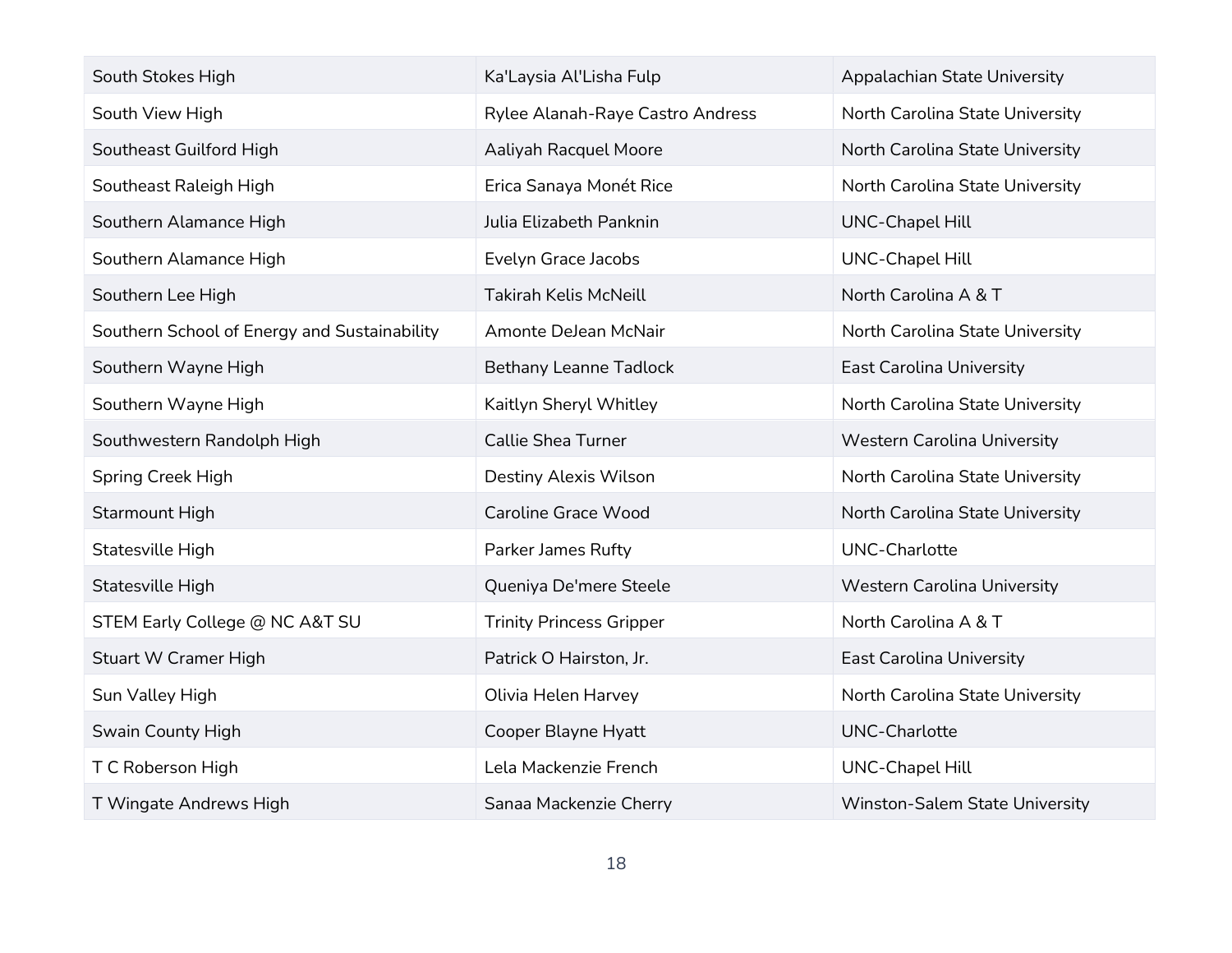| | | |
|---|---|---|
| South Stokes High | Ka'Laysia Al'Lisha Fulp | Appalachian State University |
| South View High | Rylee Alanah-Raye Castro Andress | North Carolina State University |
| Southeast Guilford High | Aaliyah Racquel Moore | North Carolina State University |
| Southeast Raleigh High | Erica Sanaya Monét Rice | North Carolina State University |
| Southern Alamance High | Julia Elizabeth Panknin | UNC-Chapel Hill |
| Southern Alamance High | Evelyn Grace Jacobs | UNC-Chapel Hill |
| Southern Lee High | Takirah Kelis McNeill | North Carolina A & T |
| Southern School of Energy and Sustainability | Amonte DeJean McNair | North Carolina State University |
| Southern Wayne High | Bethany Leanne Tadlock | East Carolina University |
| Southern Wayne High | Kaitlyn Sheryl Whitley | North Carolina State University |
| Southwestern Randolph High | Callie Shea Turner | Western Carolina University |
| Spring Creek High | Destiny Alexis Wilson | North Carolina State University |
| Starmount High | Caroline Grace Wood | North Carolina State University |
| Statesville High | Parker James Rufty | UNC-Charlotte |
| Statesville High | Queniya De'mere Steele | Western Carolina University |
| STEM Early College @ NC A&T SU | Trinity Princess Gripper | North Carolina A & T |
| Stuart W Cramer High | Patrick O Hairston, Jr. | East Carolina University |
| Sun Valley High | Olivia Helen Harvey | North Carolina State University |
| Swain County High | Cooper Blayne Hyatt | UNC-Charlotte |
| T C Roberson High | Lela Mackenzie French | UNC-Chapel Hill |
| T Wingate Andrews High | Sanaa Mackenzie Cherry | Winston-Salem State University |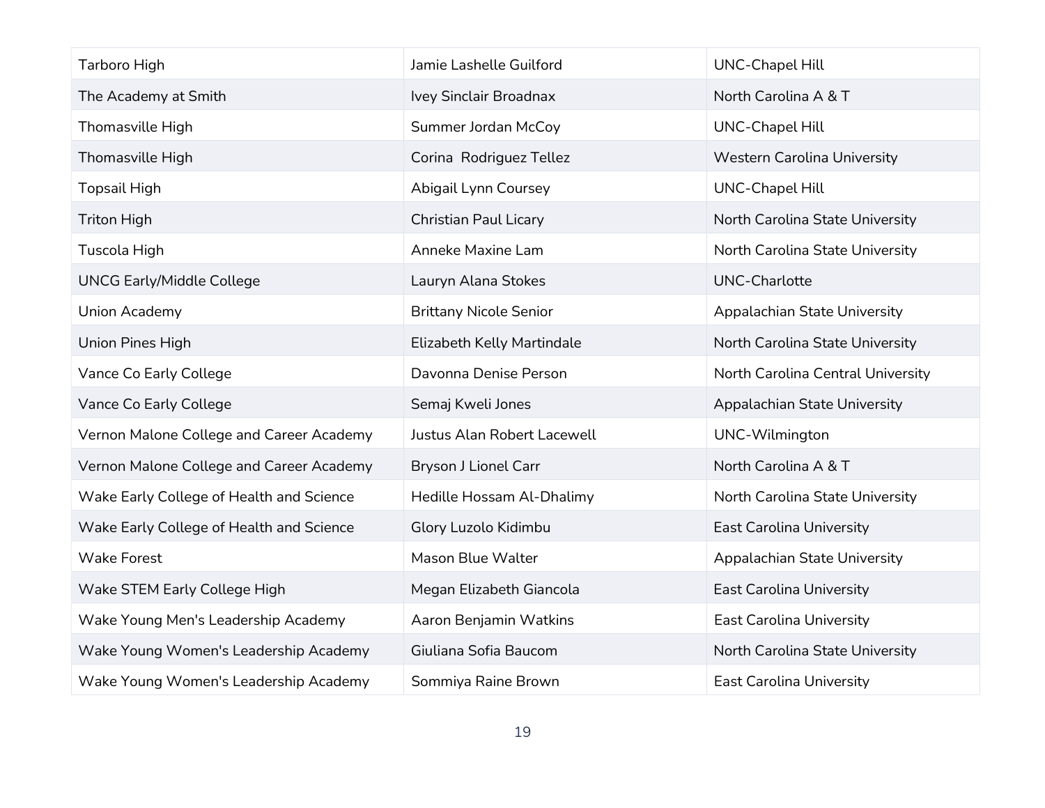| | | |
|---|---|---|
| Tarboro High | Jamie Lashelle Guilford | UNC-Chapel Hill |
| The Academy at Smith | Ivey Sinclair Broadnax | North Carolina A & T |
| Thomasville High | Summer Jordan McCoy | UNC-Chapel Hill |
| Thomasville High | Corina  Rodriguez Tellez | Western Carolina University |
| Topsail High | Abigail Lynn Coursey | UNC-Chapel Hill |
| Triton High | Christian Paul Licary | North Carolina State University |
| Tuscola High | Anneke Maxine Lam | North Carolina State University |
| UNCG Early/Middle College | Lauryn Alana Stokes | UNC-Charlotte |
| Union Academy | Brittany Nicole Senior | Appalachian State University |
| Union Pines High | Elizabeth Kelly Martindale | North Carolina State University |
| Vance Co Early College | Davonna Denise Person | North Carolina Central University |
| Vance Co Early College | Semaj Kweli Jones | Appalachian State University |
| Vernon Malone College and Career Academy | Justus Alan Robert Lacewell | UNC-Wilmington |
| Vernon Malone College and Career Academy | Bryson J Lionel Carr | North Carolina A & T |
| Wake Early College of Health and Science | Hedille Hossam Al-Dhalimy | North Carolina State University |
| Wake Early College of Health and Science | Glory Luzolo Kidimbu | East Carolina University |
| Wake Forest | Mason Blue Walter | Appalachian State University |
| Wake STEM Early College High | Megan Elizabeth Giancola | East Carolina University |
| Wake Young Men's Leadership Academy | Aaron Benjamin Watkins | East Carolina University |
| Wake Young Women's Leadership Academy | Giuliana Sofia Baucom | North Carolina State University |
| Wake Young Women's Leadership Academy | Sommiya Raine Brown | East Carolina University |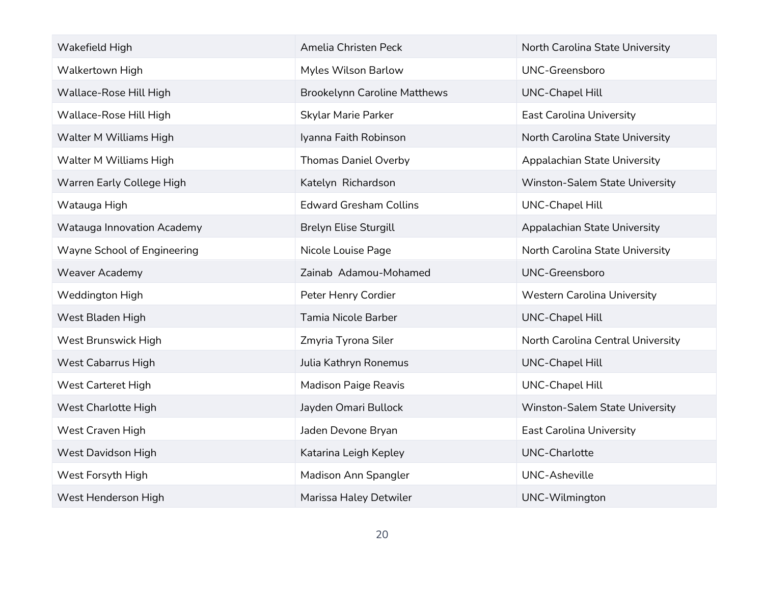| Wakefield High | Amelia Christen Peck | North Carolina State University |
|---|---|---|
| Walkertown High | Myles Wilson Barlow | UNC-Greensboro |
| Wallace-Rose Hill High | Brookelynn Caroline Matthews | UNC-Chapel Hill |
| Wallace-Rose Hill High | Skylar Marie Parker | East Carolina University |
| Walter M Williams High | Iyanna Faith Robinson | North Carolina State University |
| Walter M Williams High | Thomas Daniel Overby | Appalachian State University |
| Warren Early College High | Katelyn  Richardson | Winston-Salem State University |
| Watauga High | Edward Gresham Collins | UNC-Chapel Hill |
| Watauga Innovation Academy | Brelyn Elise Sturgill | Appalachian State University |
| Wayne School of Engineering | Nicole Louise Page | North Carolina State University |
| Weaver Academy | Zainab  Adamou-Mohamed | UNC-Greensboro |
| Weddington High | Peter Henry Cordier | Western Carolina University |
| West Bladen High | Tamia Nicole Barber | UNC-Chapel Hill |
| West Brunswick High | Zmyria Tyrona Siler | North Carolina Central University |
| West Cabarrus High | Julia Kathryn Ronemus | UNC-Chapel Hill |
| West Carteret High | Madison Paige Reavis | UNC-Chapel Hill |
| West Charlotte High | Jayden Omari Bullock | Winston-Salem State University |
| West Craven High | Jaden Devone Bryan | East Carolina University |
| West Davidson High | Katarina Leigh Kepley | UNC-Charlotte |
| West Forsyth High | Madison Ann Spangler | UNC-Asheville |
| West Henderson High | Marissa Haley Detwiler | UNC-Wilmington |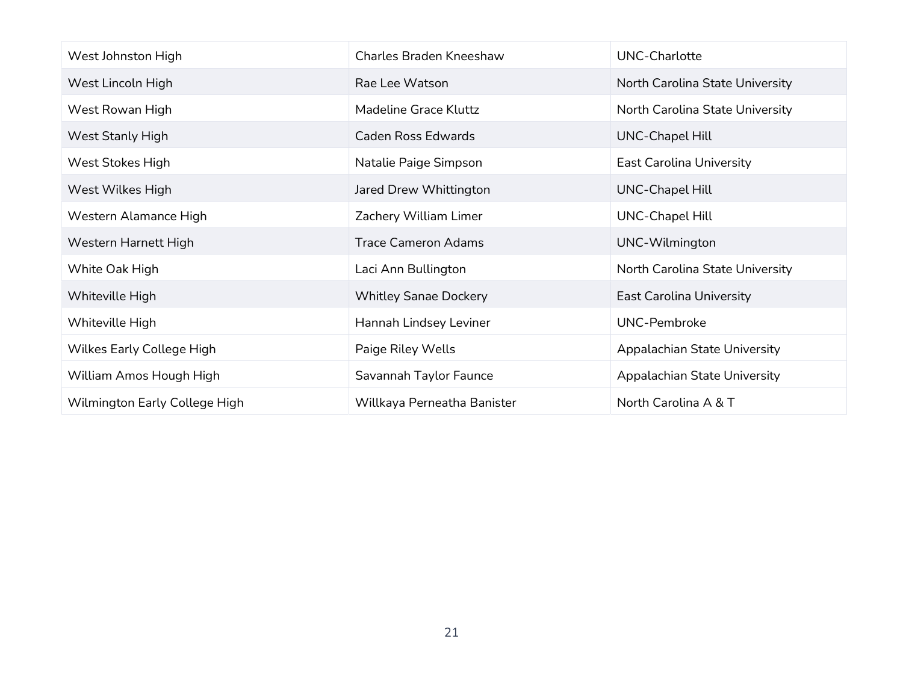| | | |
|---|---|---|
| West Johnston High | Charles Braden Kneeshaw | UNC-Charlotte |
| West Lincoln High | Rae Lee Watson | North Carolina State University |
| West Rowan High | Madeline Grace Kluttz | North Carolina State University |
| West Stanly High | Caden Ross Edwards | UNC-Chapel Hill |
| West Stokes High | Natalie Paige Simpson | East Carolina University |
| West Wilkes High | Jared Drew Whittington | UNC-Chapel Hill |
| Western Alamance High | Zachery William Limer | UNC-Chapel Hill |
| Western Harnett High | Trace Cameron Adams | UNC-Wilmington |
| White Oak High | Laci Ann Bullington | North Carolina State University |
| Whiteville High | Whitley Sanae Dockery | East Carolina University |
| Whiteville High | Hannah Lindsey Leviner | UNC-Pembroke |
| Wilkes Early College High | Paige Riley Wells | Appalachian State University |
| William Amos Hough High | Savannah Taylor Faunce | Appalachian State University |
| Wilmington Early College High | Willkaya Perneatha Banister | North Carolina A & T |